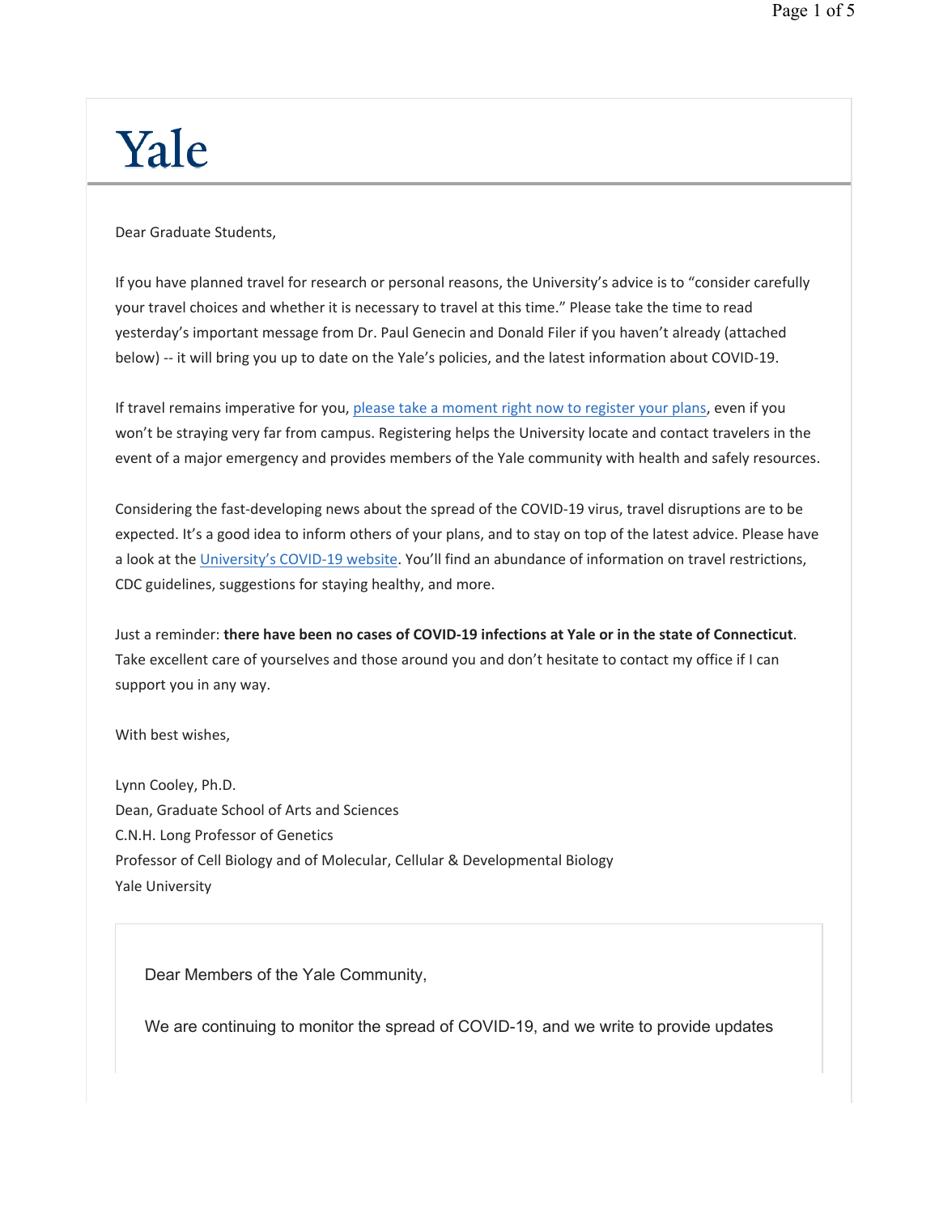# Yale

Dear Graduate Students,

If you have planned travel for research or personal reasons, the University's advice is to "consider carefully your travel choices and whether it is necessary to travel at this time." Please take the time to read yesterday's important message from Dr. Paul Genecin and Donald Filer if you haven't already (attached below) -- it will bring you up to date on the Yale's policies, and the latest information about COVID-19.

If travel remains imperative for you, please take a moment right now to register your plans, even if you won't be straying very far from campus. Registering helps the University locate and contact travelers in the event of a major emergency and provides members of the Yale community with health and safely resources.

Considering the fast-developing news about the spread of the COVID-19 virus, travel disruptions are to be expected. It's a good idea to inform others of your plans, and to stay on top of the latest advice. Please have a look at the University's COVID-19 website. You'll find an abundance of information on travel restrictions, CDC guidelines, suggestions for staying healthy, and more.

Just a reminder: **there have been no cases of COVID-19 infections at Yale or in the state of Connecticut**. Take excellent care of yourselves and those around you and don't hesitate to contact my office if I can support you in any way.

With best wishes,

Lynn Cooley, Ph.D.
Dean, Graduate School of Arts and Sciences
C.N.H. Long Professor of Genetics
Professor of Cell Biology and of Molecular, Cellular & Developmental Biology
Yale University

Dear Members of the Yale Community,

We are continuing to monitor the spread of COVID-19, and we write to provide updates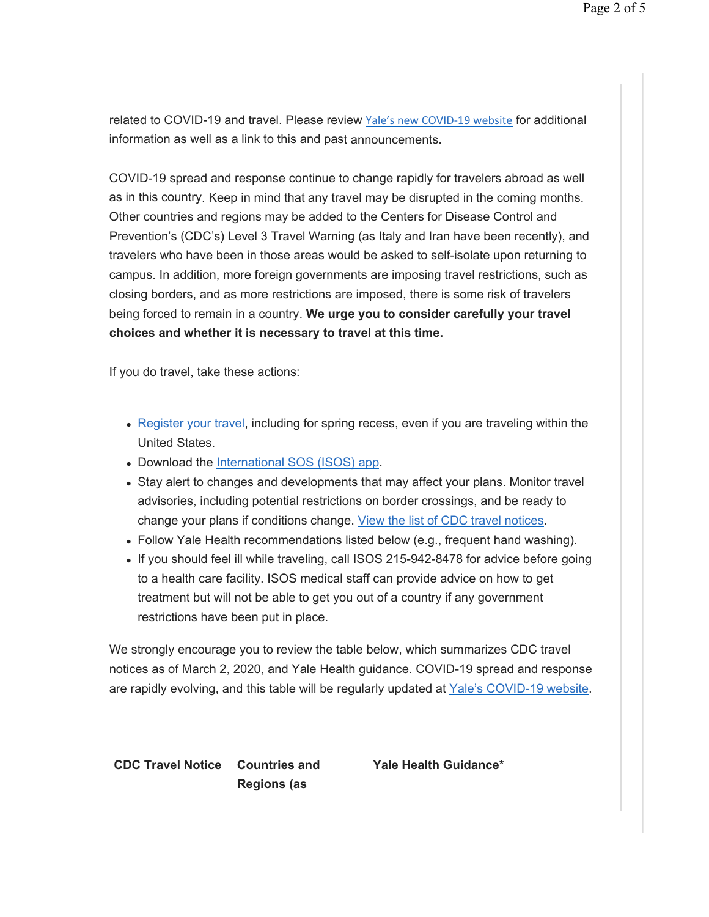related to COVID-19 and travel. Please review Yale's new COVID-19 website for additional information as well as a link to this and past announcements.

COVID-19 spread and response continue to change rapidly for travelers abroad as well as in this country. Keep in mind that any travel may be disrupted in the coming months. Other countries and regions may be added to the Centers for Disease Control and Prevention's (CDC's) Level 3 Travel Warning (as Italy and Iran have been recently), and travelers who have been in those areas would be asked to self-isolate upon returning to campus. In addition, more foreign governments are imposing travel restrictions, such as closing borders, and as more restrictions are imposed, there is some risk of travelers being forced to remain in a country. **We urge you to consider carefully your travel choices and whether it is necessary to travel at this time.**

If you do travel, take these actions:

- Register your travel, including for spring recess, even if you are traveling within the United States.
- Download the International SOS (ISOS) app.
- Stay alert to changes and developments that may affect your plans. Monitor travel advisories, including potential restrictions on border crossings, and be ready to change your plans if conditions change. View the list of CDC travel notices.
- Follow Yale Health recommendations listed below (e.g., frequent hand washing).
- If you should feel ill while traveling, call ISOS 215-942-8478 for advice before going to a health care facility. ISOS medical staff can provide advice on how to get treatment but will not be able to get you out of a country if any government restrictions have been put in place.

We strongly encourage you to review the table below, which summarizes CDC travel notices as of March 2, 2020, and Yale Health guidance. COVID-19 spread and response are rapidly evolving, and this table will be regularly updated at Yale's COVID-19 website.

| CDC Travel Notice | Countries and Regions (as | Yale Health Guidance* |
|---|---|---|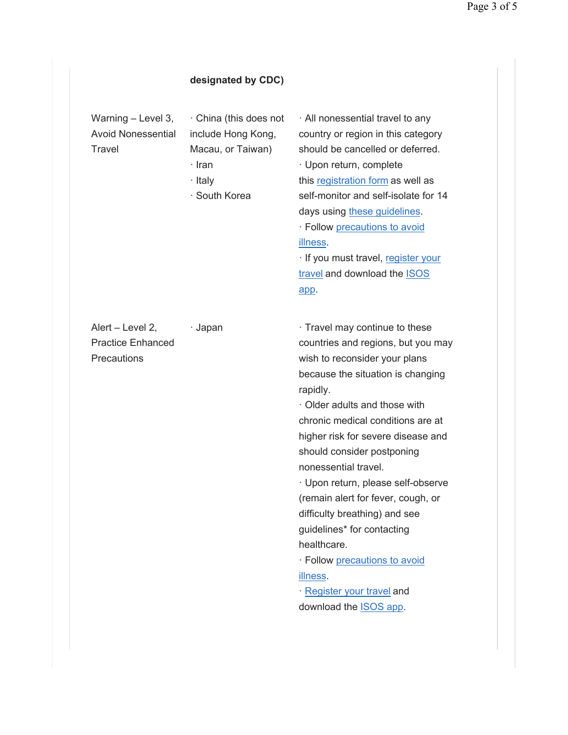| | designated by CDC) | |
|---|---|---|
| Warning – Level 3, Avoid Nonessential Travel | · China (this does not include Hong Kong, Macau, or Taiwan)<br>· Iran<br>· Italy<br>· South Korea | · All nonessential travel to any country or region in this category should be cancelled or deferred.<br>· Upon return, complete this registration form as well as self-monitor and self-isolate for 14 days using these guidelines.<br>· Follow precautions to avoid illness.<br>· If you must travel, register your travel and download the ISOS app. |
| Alert – Level 2, Practice Enhanced Precautions | · Japan | · Travel may continue to these countries and regions, but you may wish to reconsider your plans because the situation is changing rapidly.<br>· Older adults and those with chronic medical conditions are at higher risk for severe disease and should consider postponing nonessential travel.<br>· Upon return, please self-observe (remain alert for fever, cough, or difficulty breathing) and see guidelines* for contacting healthcare.<br>· Follow precautions to avoid illness.<br>· Register your travel and download the ISOS app. |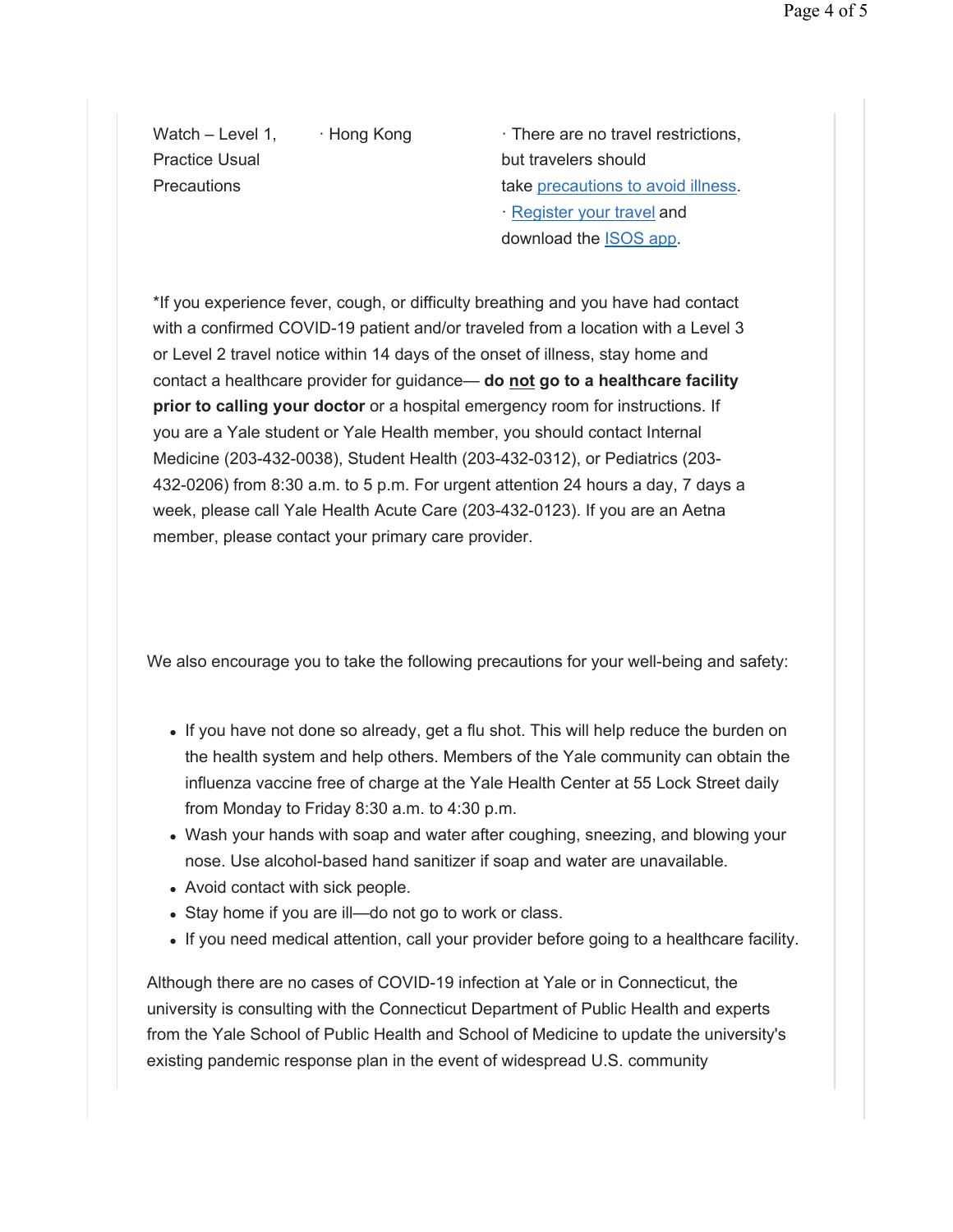| Watch – Level 1, Practice Usual Precautions | · Hong Kong | · There are no travel restrictions, but travelers should take precautions to avoid illness.<br>· Register your travel and download the ISOS app. |
|---|---|---|

*If you experience fever, cough, or difficulty breathing and you have had contact with a confirmed COVID-19 patient and/or traveled from a location with a Level 3 or Level 2 travel notice within 14 days of the onset of illness, stay home and contact a healthcare provider for guidance— **do not go to a healthcare facility prior to calling your doctor** or a hospital emergency room for instructions. If you are a Yale student or Yale Health member, you should contact Internal Medicine (203-432-0038), Student Health (203-432-0312), or Pediatrics (203-432-0206) from 8:30 a.m. to 5 p.m. For urgent attention 24 hours a day, 7 days a week, please call Yale Health Acute Care (203-432-0123). If you are an Aetna member, please contact your primary care provider.

We also encourage you to take the following precautions for your well-being and safety:

- If you have not done so already, get a flu shot. This will help reduce the burden on the health system and help others. Members of the Yale community can obtain the influenza vaccine free of charge at the Yale Health Center at 55 Lock Street daily from Monday to Friday 8:30 a.m. to 4:30 p.m.
- Wash your hands with soap and water after coughing, sneezing, and blowing your nose. Use alcohol-based hand sanitizer if soap and water are unavailable.
- Avoid contact with sick people.
- Stay home if you are ill—do not go to work or class.
- If you need medical attention, call your provider before going to a healthcare facility.

Although there are no cases of COVID-19 infection at Yale or in Connecticut, the university is consulting with the Connecticut Department of Public Health and experts from the Yale School of Public Health and School of Medicine to update the university's existing pandemic response plan in the event of widespread U.S. community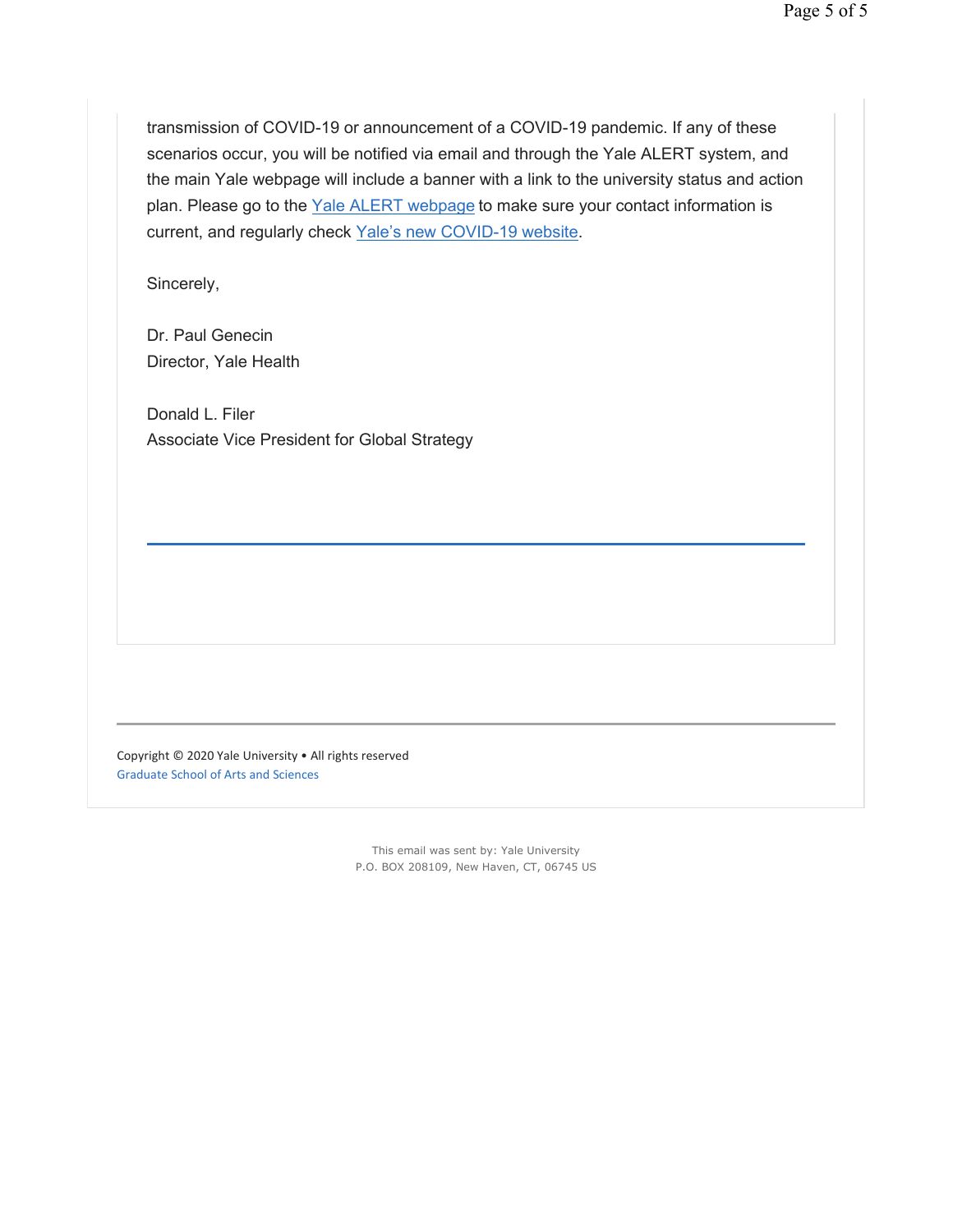transmission of COVID-19 or announcement of a COVID-19 pandemic. If any of these scenarios occur, you will be notified via email and through the Yale ALERT system, and the main Yale webpage will include a banner with a link to the university status and action plan. Please go to the Yale ALERT webpage to make sure your contact information is current, and regularly check Yale's new COVID-19 website.

Sincerely,

Dr. Paul Genecin
Director, Yale Health

Donald L. Filer
Associate Vice President for Global Strategy

---

Copyright © 2020 Yale University • All rights reserved
Graduate School of Arts and Sciences

This email was sent by: Yale University
P.O. BOX 208109, New Haven, CT, 06745 US